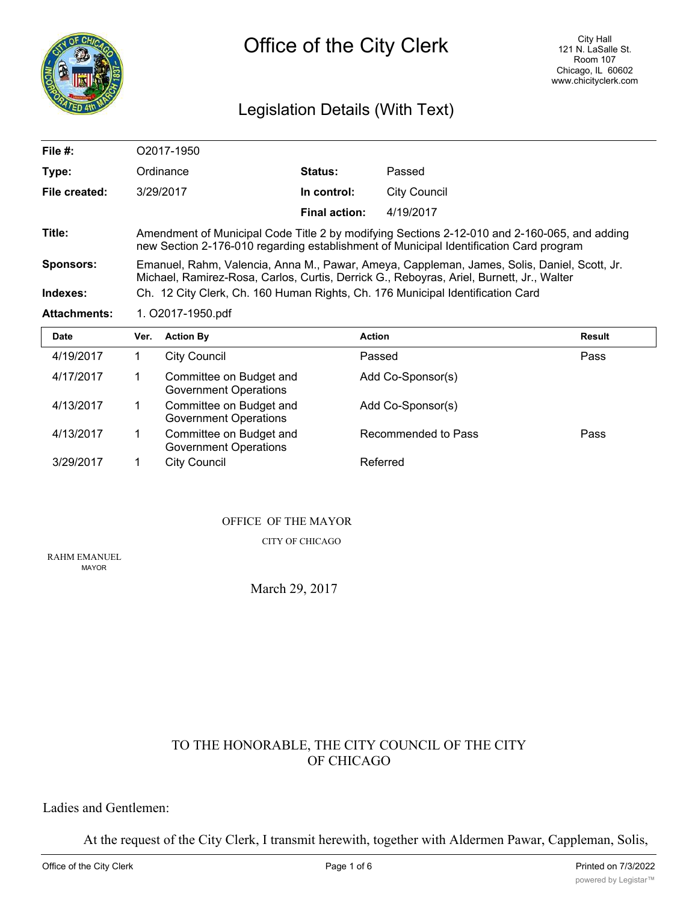# Office of the City Clerk

City Hall
121 N. LaSalle St.
Room 107
Chicago, IL 60602
www.chicityclerk.com

## Legislation Details (With Text)

| | | | |
|---|---|---|---|
| **File #:** | O2017-1950 | | |
| **Type:** | Ordinance | **Status:** | Passed |
| **File created:** | 3/29/2017 | **In control:** | City Council |
| | | **Final action:** | 4/19/2017 |

**Title:** Amendment of Municipal Code Title 2 by modifying Sections 2-12-010 and 2-160-065, and adding new Section 2-176-010 regarding establishment of Municipal Identification Card program

**Sponsors:** Emanuel, Rahm, Valencia, Anna M., Pawar, Ameya, Cappleman, James, Solis, Daniel, Scott, Jr. Michael, Ramirez-Rosa, Carlos, Curtis, Derrick G., Reboyras, Ariel, Burnett, Jr., Walter

**Indexes:** Ch. 12 City Clerk, Ch. 160 Human Rights, Ch. 176 Municipal Identification Card

**Attachments:** 1. O2017-1950.pdf

| Date | Ver. | Action By | Action | Result |
|---|---|---|---|---|
| 4/19/2017 | 1 | City Council | Passed | Pass |
| 4/17/2017 | 1 | Committee on Budget and Government Operations | Add Co-Sponsor(s) | |
| 4/13/2017 | 1 | Committee on Budget and Government Operations | Add Co-Sponsor(s) | |
| 4/13/2017 | 1 | Committee on Budget and Government Operations | Recommended to Pass | Pass |
| 3/29/2017 | 1 | City Council | Referred | |

OFFICE OF THE MAYOR

CITY OF CHICAGO

RAHM EMANUEL
MAYOR

March 29, 2017

TO THE HONORABLE, THE CITY COUNCIL OF THE CITY OF CHICAGO

Ladies and Gentlemen:

At the request of the City Clerk, I transmit herewith, together with Aldermen Pawar, Cappleman, Solis,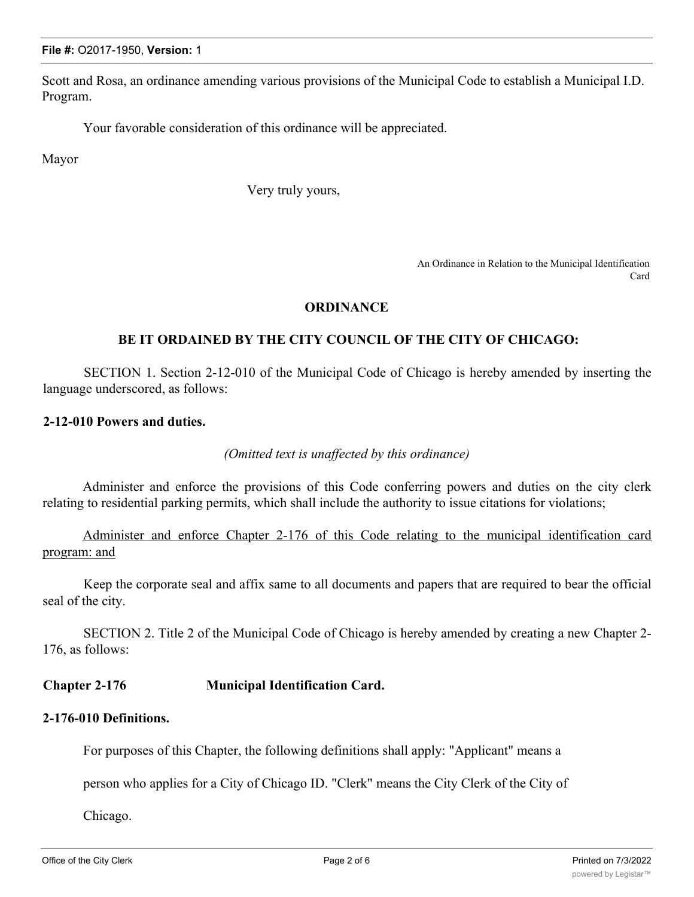Scott and Rosa, an ordinance amending various provisions of the Municipal Code to establish a Municipal I.D. Program.

Your favorable consideration of this ordinance will be appreciated.

Mayor

Very truly yours,

An Ordinance in Relation to the Municipal Identification Card

**ORDINANCE**

**BE IT ORDAINED BY THE CITY COUNCIL OF THE CITY OF CHICAGO:**

SECTION 1. Section 2-12-010 of the Municipal Code of Chicago is hereby amended by inserting the language underscored, as follows:

**2-12-010 Powers and duties.**

*(Omitted text is unaffected by this ordinance)*

Administer and enforce the provisions of this Code conferring powers and duties on the city clerk relating to residential parking permits, which shall include the authority to issue citations for violations;

<u>Administer and enforce Chapter 2-176 of this Code relating to the municipal identification card program: and</u>

Keep the corporate seal and affix same to all documents and papers that are required to bear the official seal of the city.

SECTION 2. Title 2 of the Municipal Code of Chicago is hereby amended by creating a new Chapter 2-176, as follows:

**Chapter 2-176 Municipal Identification Card.**

**2-176-010 Definitions.**

For purposes of this Chapter, the following definitions shall apply: "Applicant" means a person who applies for a City of Chicago ID. "Clerk" means the City Clerk of the City of Chicago.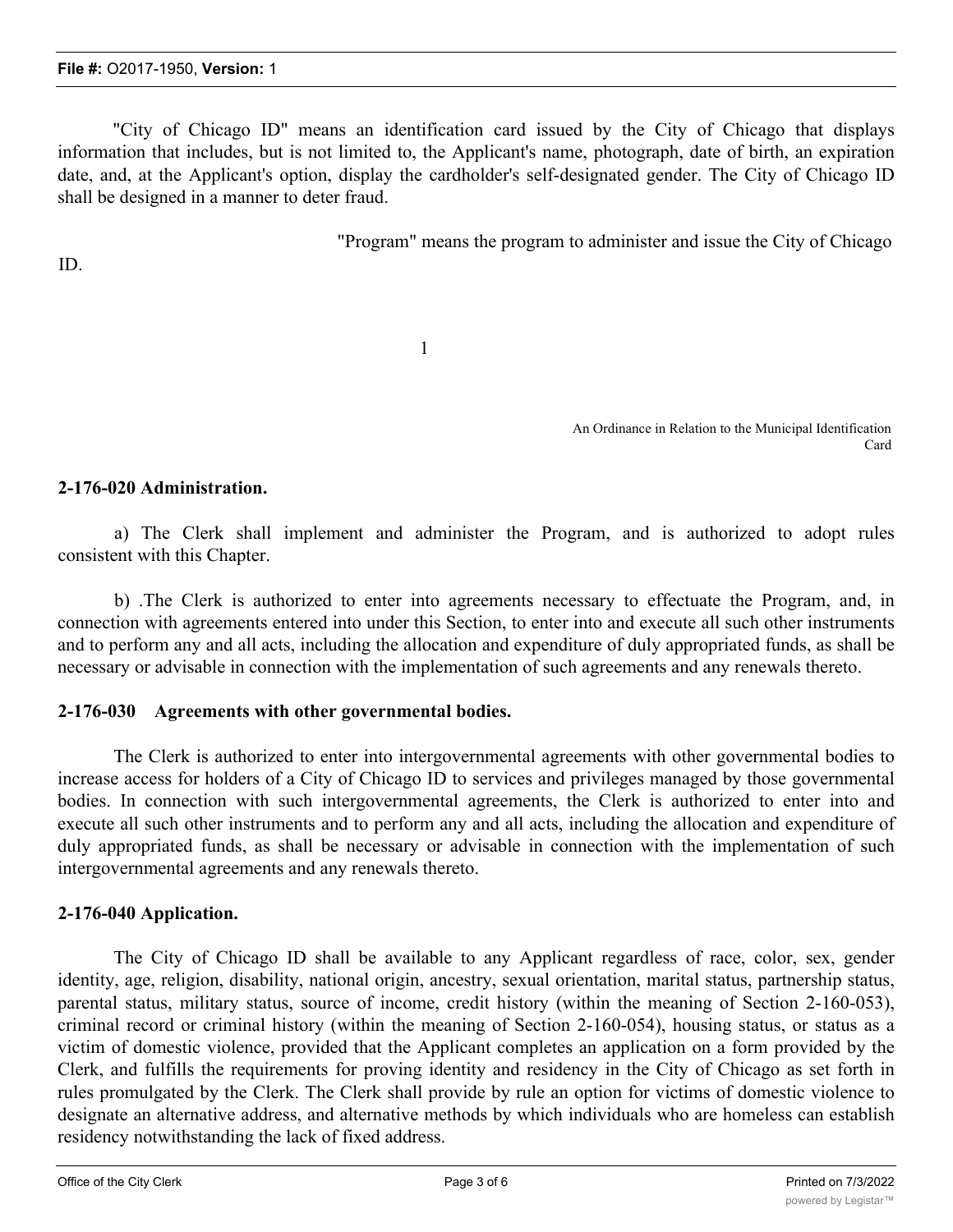"City of Chicago ID" means an identification card issued by the City of Chicago that displays information that includes, but is not limited to, the Applicant's name, photograph, date of birth, an expiration date, and, at the Applicant's option, display the cardholder's self-designated gender. The City of Chicago ID shall be designed in a manner to deter fraud.

"Program" means the program to administer and issue the City of Chicago ID.

An Ordinance in Relation to the Municipal Identification Card

**2-176-020 Administration.**

a) The Clerk shall implement and administer the Program, and is authorized to adopt rules consistent with this Chapter.

b) .The Clerk is authorized to enter into agreements necessary to effectuate the Program, and, in connection with agreements entered into under this Section, to enter into and execute all such other instruments and to perform any and all acts, including the allocation and expenditure of duly appropriated funds, as shall be necessary or advisable in connection with the implementation of such agreements and any renewals thereto.

**2-176-030 Agreements with other governmental bodies.**

The Clerk is authorized to enter into intergovernmental agreements with other governmental bodies to increase access for holders of a City of Chicago ID to services and privileges managed by those governmental bodies. In connection with such intergovernmental agreements, the Clerk is authorized to enter into and execute all such other instruments and to perform any and all acts, including the allocation and expenditure of duly appropriated funds, as shall be necessary or advisable in connection with the implementation of such intergovernmental agreements and any renewals thereto.

**2-176-040 Application.**

The City of Chicago ID shall be available to any Applicant regardless of race, color, sex, gender identity, age, religion, disability, national origin, ancestry, sexual orientation, marital status, partnership status, parental status, military status, source of income, credit history (within the meaning of Section 2-160-053), criminal record or criminal history (within the meaning of Section 2-160-054), housing status, or status as a victim of domestic violence, provided that the Applicant completes an application on a form provided by the Clerk, and fulfills the requirements for proving identity and residency in the City of Chicago as set forth in rules promulgated by the Clerk. The Clerk shall provide by rule an option for victims of domestic violence to designate an alternative address, and alternative methods by which individuals who are homeless can establish residency notwithstanding the lack of fixed address.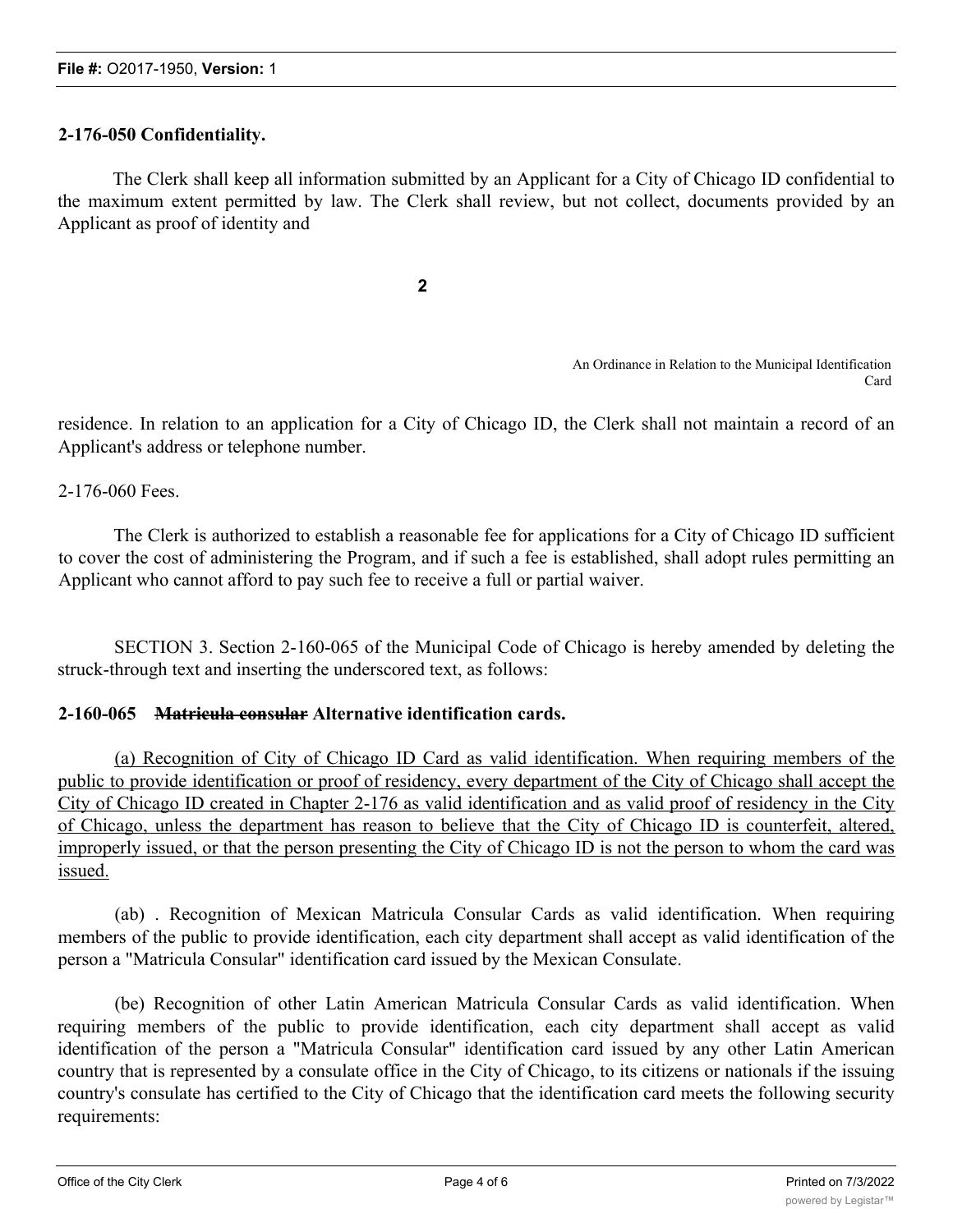**2-176-050 Confidentiality.**

The Clerk shall keep all information submitted by an Applicant for a City of Chicago ID confidential to the maximum extent permitted by law. The Clerk shall review, but not collect, documents provided by an Applicant as proof of identity and residence. In relation to an application for a City of Chicago ID, the Clerk shall not maintain a record of an Applicant's address or telephone number.

2-176-060 Fees.

The Clerk is authorized to establish a reasonable fee for applications for a City of Chicago ID sufficient to cover the cost of administering the Program, and if such a fee is established, shall adopt rules permitting an Applicant who cannot afford to pay such fee to receive a full or partial waiver.

SECTION 3. Section 2-160-065 of the Municipal Code of Chicago is hereby amended by deleting the struck-through text and inserting the underscored text, as follows:

**2-160-065 ~~Matricula consular~~ Alternative identification cards.**

<u>(a) Recognition of City of Chicago ID Card as valid identification. When requiring members of the public to provide identification or proof of residency, every department of the City of Chicago shall accept the City of Chicago ID created in Chapter 2-176 as valid identification and as valid proof of residency in the City of Chicago, unless the department has reason to believe that the City of Chicago ID is counterfeit, altered, improperly issued, or that the person presenting the City of Chicago ID is not the person to whom the card was issued.</u>

(ab) . Recognition of Mexican Matricula Consular Cards as valid identification. When requiring members of the public to provide identification, each city department shall accept as valid identification of the person a "Matricula Consular" identification card issued by the Mexican Consulate.

(be) Recognition of other Latin American Matricula Consular Cards as valid identification. When requiring members of the public to provide identification, each city department shall accept as valid identification of the person a "Matricula Consular" identification card issued by any other Latin American country that is represented by a consulate office in the City of Chicago, to its citizens or nationals if the issuing country's consulate has certified to the City of Chicago that the identification card meets the following security requirements: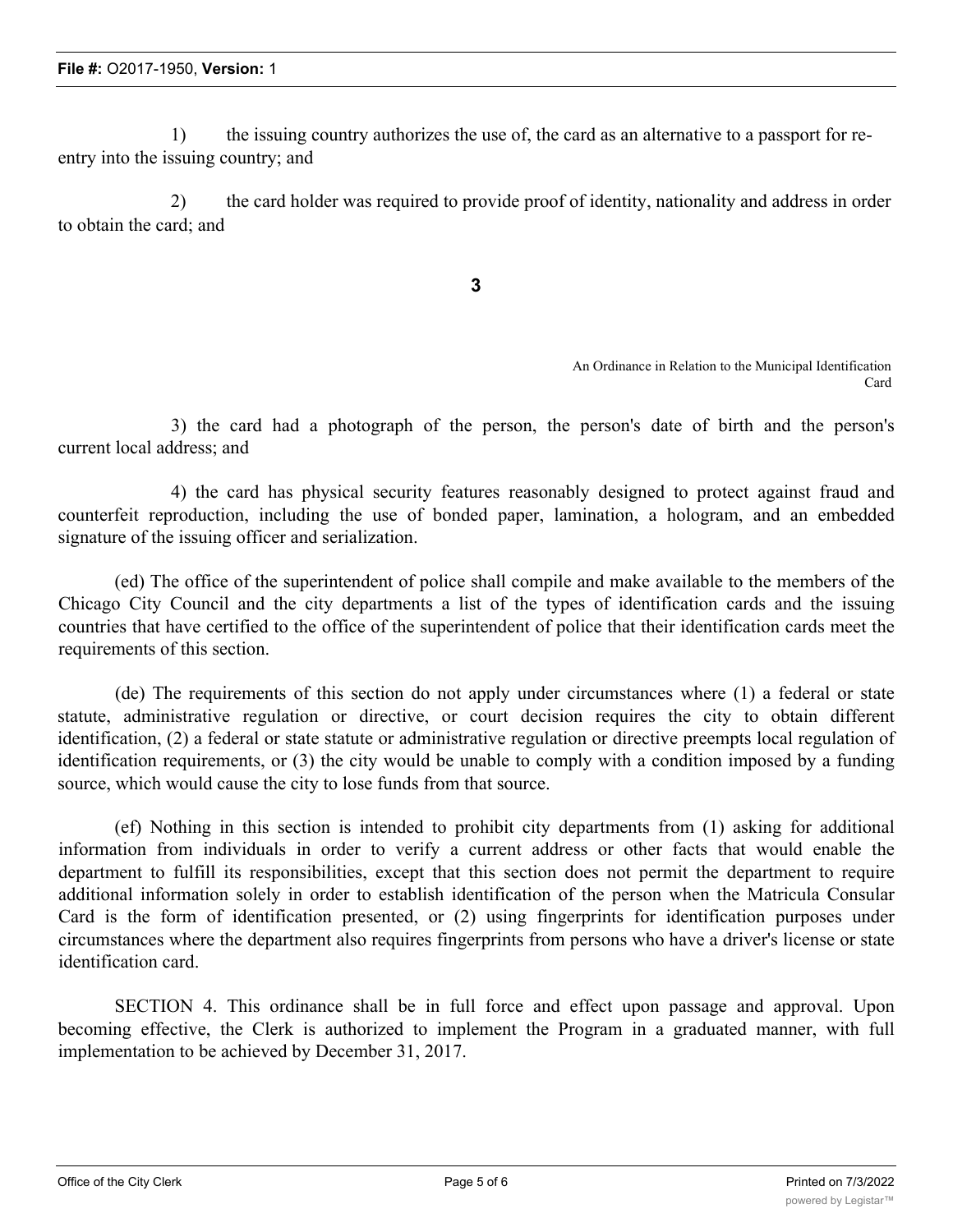1) the issuing country authorizes the use of, the card as an alternative to a passport for re-entry into the issuing country; and

2) the card holder was required to provide proof of identity, nationality and address in order to obtain the card; and

3) the card had a photograph of the person, the person's date of birth and the person's current local address; and

4) the card has physical security features reasonably designed to protect against fraud and counterfeit reproduction, including the use of bonded paper, lamination, a hologram, and an embedded signature of the issuing officer and serialization.

(ed) The office of the superintendent of police shall compile and make available to the members of the Chicago City Council and the city departments a list of the types of identification cards and the issuing countries that have certified to the office of the superintendent of police that their identification cards meet the requirements of this section.

(de) The requirements of this section do not apply under circumstances where (1) a federal or state statute, administrative regulation or directive, or court decision requires the city to obtain different identification, (2) a federal or state statute or administrative regulation or directive preempts local regulation of identification requirements, or (3) the city would be unable to comply with a condition imposed by a funding source, which would cause the city to lose funds from that source.

(ef) Nothing in this section is intended to prohibit city departments from (1) asking for additional information from individuals in order to verify a current address or other facts that would enable the department to fulfill its responsibilities, except that this section does not permit the department to require additional information solely in order to establish identification of the person when the Matricula Consular Card is the form of identification presented, or (2) using fingerprints for identification purposes under circumstances where the department also requires fingerprints from persons who have a driver's license or state identification card.

SECTION 4. This ordinance shall be in full force and effect upon passage and approval. Upon becoming effective, the Clerk is authorized to implement the Program in a graduated manner, with full implementation to be achieved by December 31, 2017.